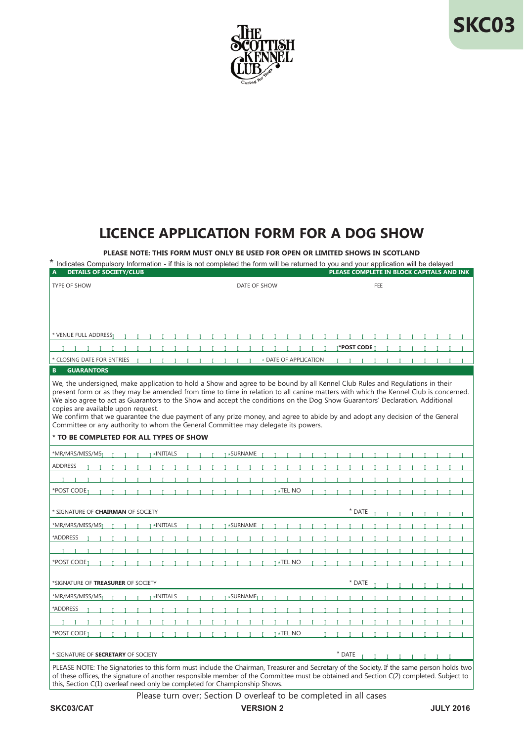SKC03

THE SCOTTISH KENNEL CLUB
Caring for Dogs

# LICENCE APPLICATION FORM FOR A DOG SHOW

**PLEASE NOTE: THIS FORM MUST ONLY BE USED FOR OPEN OR LIMITED SHOWS IN SCOTLAND**

\* Indicates Compulsory Information - if this is not completed the form will be returned to you and your application will be delayed

## A DETAILS OF SOCIETY/CLUB

**PLEASE COMPLETE IN BLOCK CAPITALS AND INK**

| TYPE OF SHOW | DATE OF SHOW | FEE |
|---|---|---|
| | | |

\* VENUE FULL ADDRESS

\*POST CODE

\* CLOSING DATE FOR ENTRIES

\* DATE OF APPLICATION

## B GUARANTORS

We, the undersigned, make application to hold a Show and agree to be bound by all Kennel Club Rules and Regulations in their present form or as they may be amended from time to time in relation to all canine matters with which the Kennel Club is concerned. We also agree to act as Guarantors to the Show and accept the conditions on the Dog Show Guarantors' Declaration. Additional copies are available upon request.

We confirm that we guarantee the due payment of any prize money, and agree to abide by and adopt any decision of the General Committee or any authority to whom the General Committee may delegate its powers.

**\* TO BE COMPLETED FOR ALL TYPES OF SHOW**

\*MR/MRS/MISS/MS | \*INITIALS | \*SURNAME

ADDRESS

\*POST CODE | \*TEL NO

\* SIGNATURE OF **CHAIRMAN** OF SOCIETY | \* DATE

\*MR/MRS/MISS/MS | \*INITIALS | \*SURNAME

\*ADDRESS

\*POST CODE | \*TEL NO

\*SIGNATURE OF **TREASURER** OF SOCIETY | \* DATE

\*MR/MRS/MISS/MS | \*INITIALS | \*SURNAME

\*ADDRESS

\*POST CODE | \*TEL NO

\* SIGNATURE OF **SECRETARY** OF SOCIETY | \* DATE

PLEASE NOTE: The Signatories to this form must include the Chairman, Treasurer and Secretary of the Society. If the same person holds two of these offices, the signature of another responsible member of the Committee must be obtained and Section C(2) completed. Subject to this, Section C(1) overleaf need only be completed for Championship Shows.

Please turn over; Section D overleaf to be completed in all cases

SKC03/CAT | VERSION 2 | JULY 2016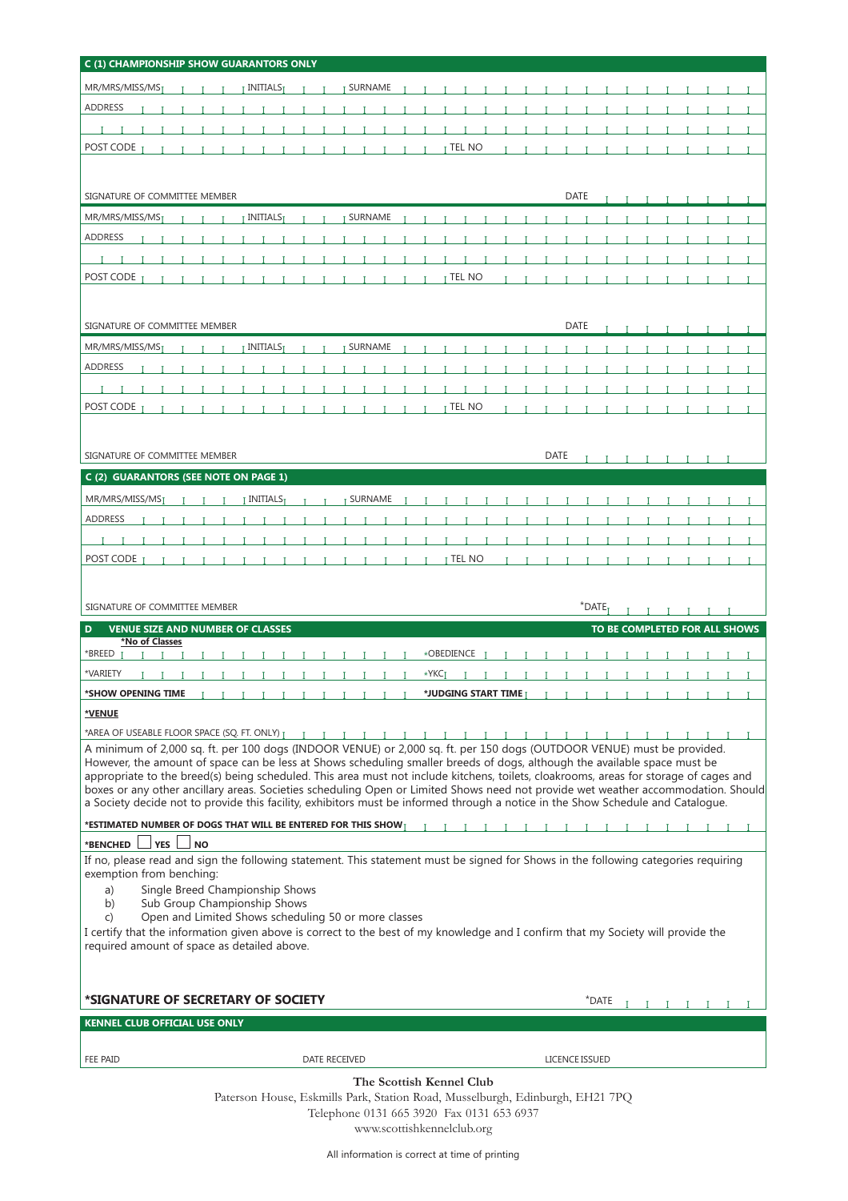## C (1) CHAMPIONSHIP SHOW GUARANTORS ONLY

MR/MRS/MISS/MS INITIALS SURNAME

ADDRESS

POST CODE TEL NO

SIGNATURE OF COMMITTEE MEMBER DATE

MR/MRS/MISS/MS INITIALS SURNAME

ADDRESS

POST CODE TEL NO

SIGNATURE OF COMMITTEE MEMBER DATE

MR/MRS/MISS/MS INITIALS SURNAME

ADDRESS

POST CODE TEL NO

SIGNATURE OF COMMITTEE MEMBER DATE

## C (2) GUARANTORS (SEE NOTE ON PAGE 1)

MR/MRS/MISS/MS INITIALS SURNAME

ADDRESS

POST CODE TEL NO

SIGNATURE OF COMMITTEE MEMBER *DATE

## D VENUE SIZE AND NUMBER OF CLASSES — TO BE COMPLETED FOR ALL SHOWS

*No of Classes

*BREED *OBEDIENCE

*VARIETY *YKC

**\*SHOW OPENING TIME** **\*JUDGING START TIME**

**\*VENUE**

*AREA OF USEABLE FLOOR SPACE (SQ. FT. ONLY)

A minimum of 2,000 sq. ft. per 100 dogs (INDOOR VENUE) or 2,000 sq. ft. per 150 dogs (OUTDOOR VENUE) must be provided. However, the amount of space can be less at Shows scheduling smaller breeds of dogs, although the available space must be appropriate to the breed(s) being scheduled. This area must not include kitchens, toilets, cloakrooms, areas for storage of cages and boxes or any other ancillary areas. Societies scheduling Open or Limited Shows need not provide wet weather accommodation. Should a Society decide not to provide this facility, exhibitors must be informed through a notice in the Show Schedule and Catalogue.

**\*ESTIMATED NUMBER OF DOGS THAT WILL BE ENTERED FOR THIS SHOW**

**\*BENCHED** ☐ **YES** ☐ **NO**

If no, please read and sign the following statement. This statement must be signed for Shows in the following categories requiring exemption from benching:

a) Single Breed Championship Shows
b) Sub Group Championship Shows
c) Open and Limited Shows scheduling 50 or more classes

I certify that the information given above is correct to the best of my knowledge and I confirm that my Society will provide the required amount of space as detailed above.

**\*SIGNATURE OF SECRETARY OF SOCIETY** *DATE

## KENNEL CLUB OFFICIAL USE ONLY

FEE PAID DATE RECEIVED LICENCE ISSUED

**The Scottish Kennel Club**
Paterson House, Eskmills Park, Station Road, Musselburgh, Edinburgh, EH21 7PQ
Telephone 0131 665 3920 Fax 0131 653 6937
www.scottishkennelclub.org

All information is correct at time of printing